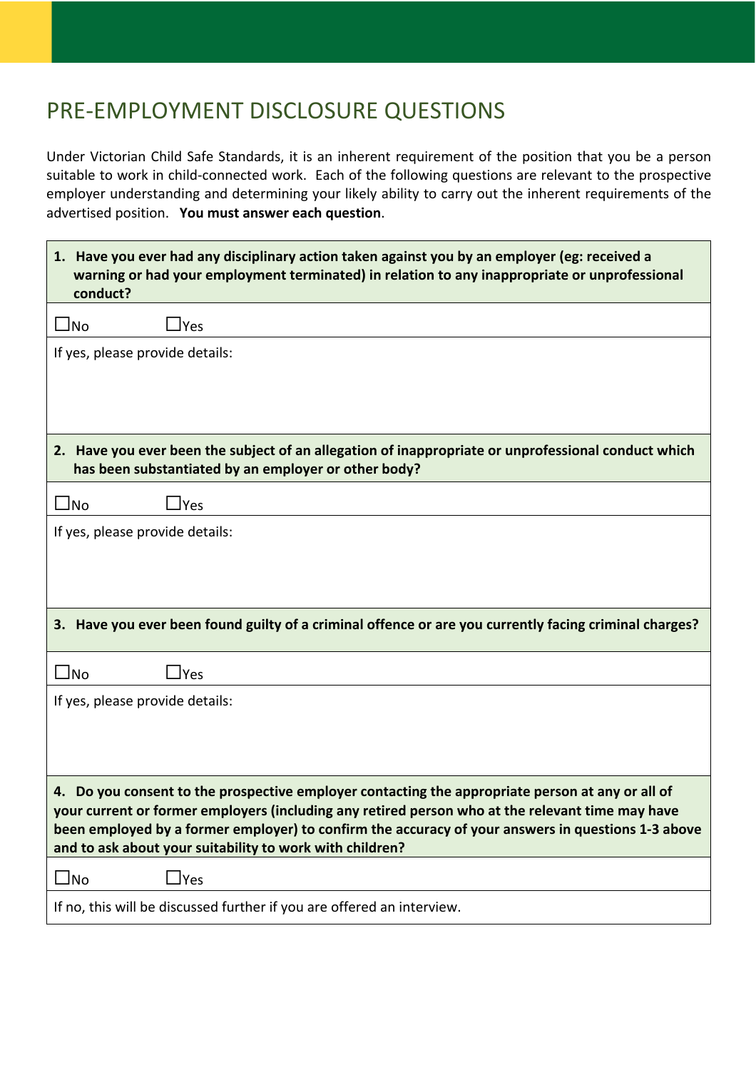# PRE-EMPLOYMENT DISCLOSURE QUESTIONS

Under Victorian Child Safe Standards, it is an inherent requirement of the position that you be a person suitable to work in child-connected work. Each of the following questions are relevant to the prospective employer understanding and determining your likely ability to carry out the inherent requirements of the advertised position. **You must answer each question**.

**1. Have you ever had any disciplinary action taken against you by an employer (eg: received a warning or had your employment terminated) in relation to any inappropriate or unprofessional conduct?**

☐No ☐Yes

If yes, please provide details:

**2. Have you ever been the subject of an allegation of inappropriate or unprofessional conduct which has been substantiated by an employer or other body?**

☐No ☐Yes

If yes, please provide details:

**3. Have you ever been found guilty of a criminal offence or are you currently facing criminal charges?**

☐No ☐Yes

If yes, please provide details:

**4. Do you consent to the prospective employer contacting the appropriate person at any or all of your current or former employers (including any retired person who at the relevant time may have been employed by a former employer) to confirm the accuracy of your answers in questions 1-3 above and to ask about your suitability to work with children?**

☐No ☐Yes

If no, this will be discussed further if you are offered an interview.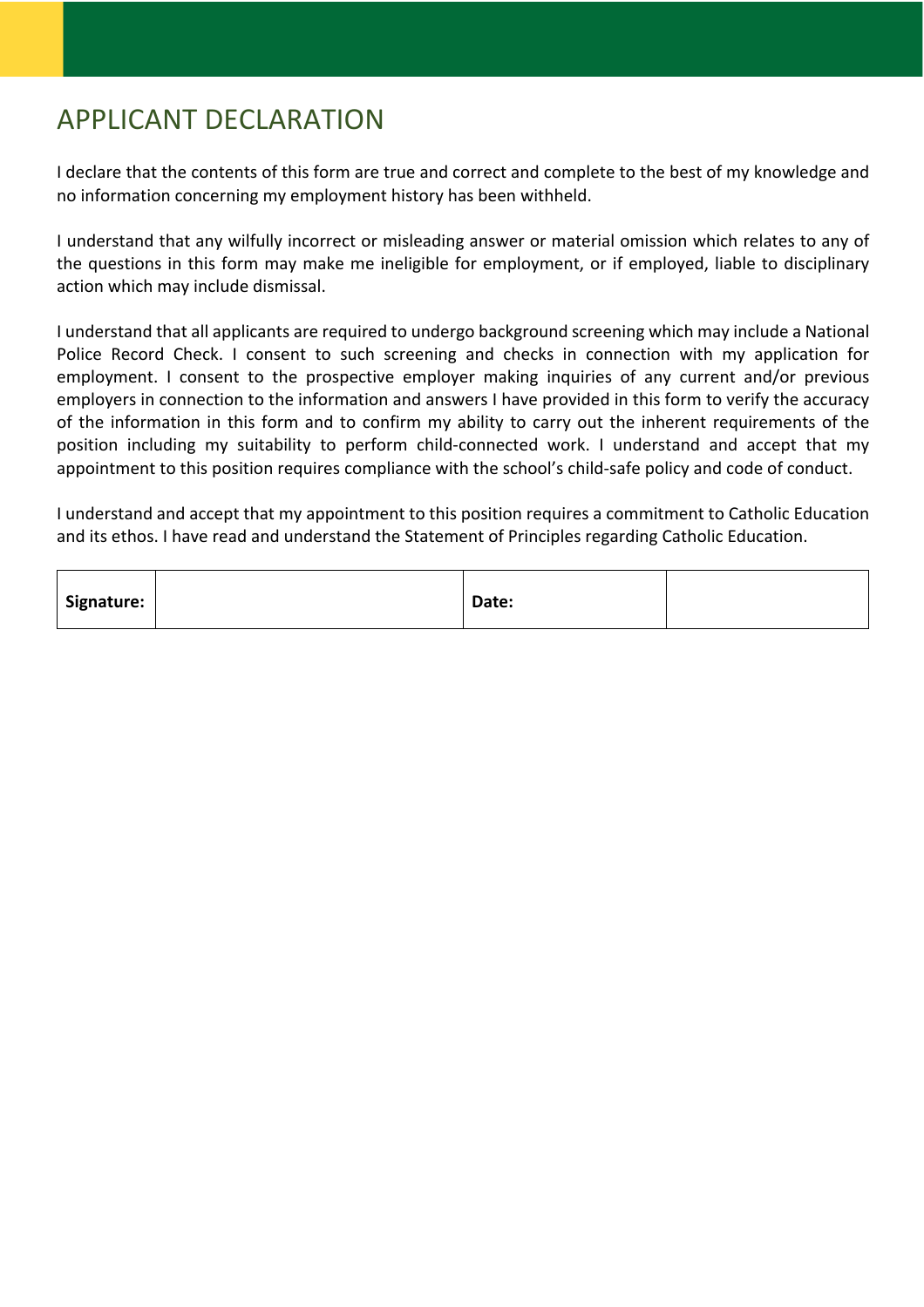# APPLICANT DECLARATION

I declare that the contents of this form are true and correct and complete to the best of my knowledge and no information concerning my employment history has been withheld.

I understand that any wilfully incorrect or misleading answer or material omission which relates to any of the questions in this form may make me ineligible for employment, or if employed, liable to disciplinary action which may include dismissal.

I understand that all applicants are required to undergo background screening which may include a National Police Record Check. I consent to such screening and checks in connection with my application for employment. I consent to the prospective employer making inquiries of any current and/or previous employers in connection to the information and answers I have provided in this form to verify the accuracy of the information in this form and to confirm my ability to carry out the inherent requirements of the position including my suitability to perform child-connected work. I understand and accept that my appointment to this position requires compliance with the school's child-safe policy and code of conduct.

I understand and accept that my appointment to this position requires a commitment to Catholic Education and its ethos. I have read and understand the Statement of Principles regarding Catholic Education.

| | | | |
|---|---|---|---|
| **Signature:** | | **Date:** | |